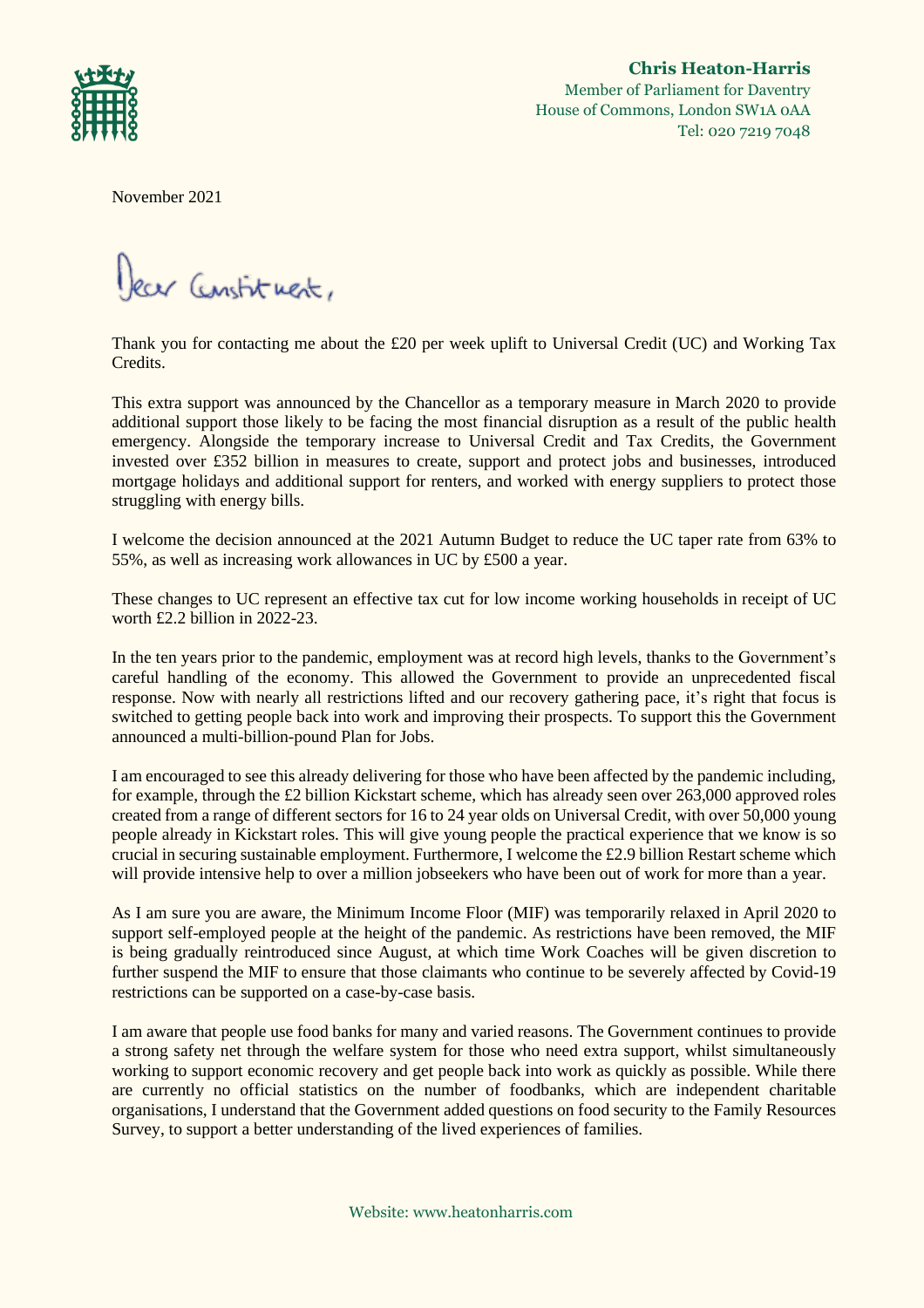**Chris Heaton-Harris**
Member of Parliament for Daventry
House of Commons, London SW1A 0AA
Tel: 020 7219 7048

November 2021

Dear Constituent,

Thank you for contacting me about the £20 per week uplift to Universal Credit (UC) and Working Tax Credits.

This extra support was announced by the Chancellor as a temporary measure in March 2020 to provide additional support those likely to be facing the most financial disruption as a result of the public health emergency. Alongside the temporary increase to Universal Credit and Tax Credits, the Government invested over £352 billion in measures to create, support and protect jobs and businesses, introduced mortgage holidays and additional support for renters, and worked with energy suppliers to protect those struggling with energy bills.

I welcome the decision announced at the 2021 Autumn Budget to reduce the UC taper rate from 63% to 55%, as well as increasing work allowances in UC by £500 a year.

These changes to UC represent an effective tax cut for low income working households in receipt of UC worth £2.2 billion in 2022-23.

In the ten years prior to the pandemic, employment was at record high levels, thanks to the Government's careful handling of the economy. This allowed the Government to provide an unprecedented fiscal response. Now with nearly all restrictions lifted and our recovery gathering pace, it's right that focus is switched to getting people back into work and improving their prospects. To support this the Government announced a multi-billion-pound Plan for Jobs.

I am encouraged to see this already delivering for those who have been affected by the pandemic including, for example, through the £2 billion Kickstart scheme, which has already seen over 263,000 approved roles created from a range of different sectors for 16 to 24 year olds on Universal Credit, with over 50,000 young people already in Kickstart roles. This will give young people the practical experience that we know is so crucial in securing sustainable employment. Furthermore, I welcome the £2.9 billion Restart scheme which will provide intensive help to over a million jobseekers who have been out of work for more than a year.

As I am sure you are aware, the Minimum Income Floor (MIF) was temporarily relaxed in April 2020 to support self-employed people at the height of the pandemic. As restrictions have been removed, the MIF is being gradually reintroduced since August, at which time Work Coaches will be given discretion to further suspend the MIF to ensure that those claimants who continue to be severely affected by Covid-19 restrictions can be supported on a case-by-case basis.

I am aware that people use food banks for many and varied reasons. The Government continues to provide a strong safety net through the welfare system for those who need extra support, whilst simultaneously working to support economic recovery and get people back into work as quickly as possible. While there are currently no official statistics on the number of foodbanks, which are independent charitable organisations, I understand that the Government added questions on food security to the Family Resources Survey, to support a better understanding of the lived experiences of families.

Website: www.heatonharris.com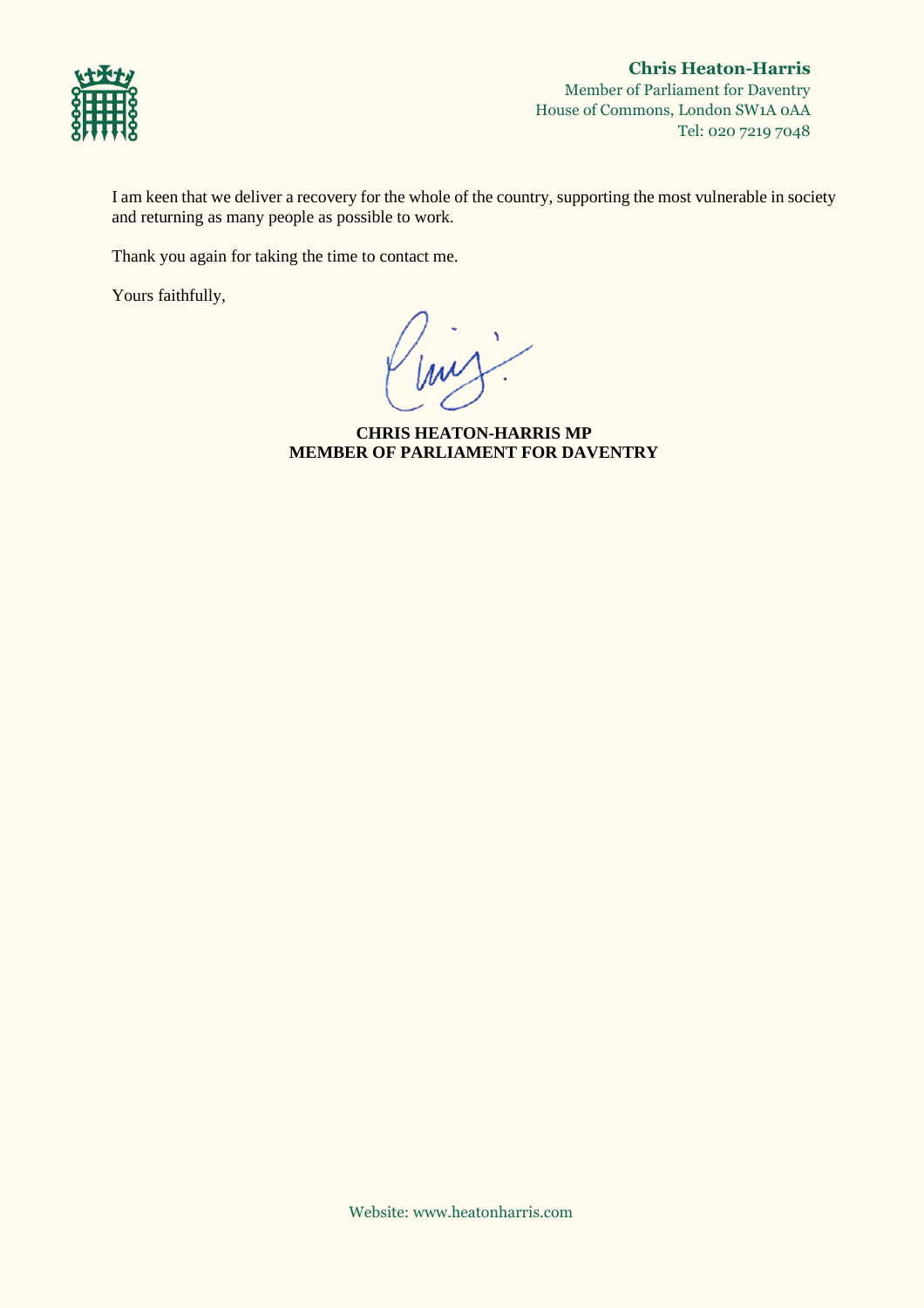**Chris Heaton-Harris**
Member of Parliament for Daventry
House of Commons, London SW1A 0AA
Tel: 020 7219 7048

I am keen that we deliver a recovery for the whole of the country, supporting the most vulnerable in society and returning as many people as possible to work.

Thank you again for taking the time to contact me.

Yours faithfully,

**CHRIS HEATON-HARRIS MP**
**MEMBER OF PARLIAMENT FOR DAVENTRY**

Website: www.heatonharris.com